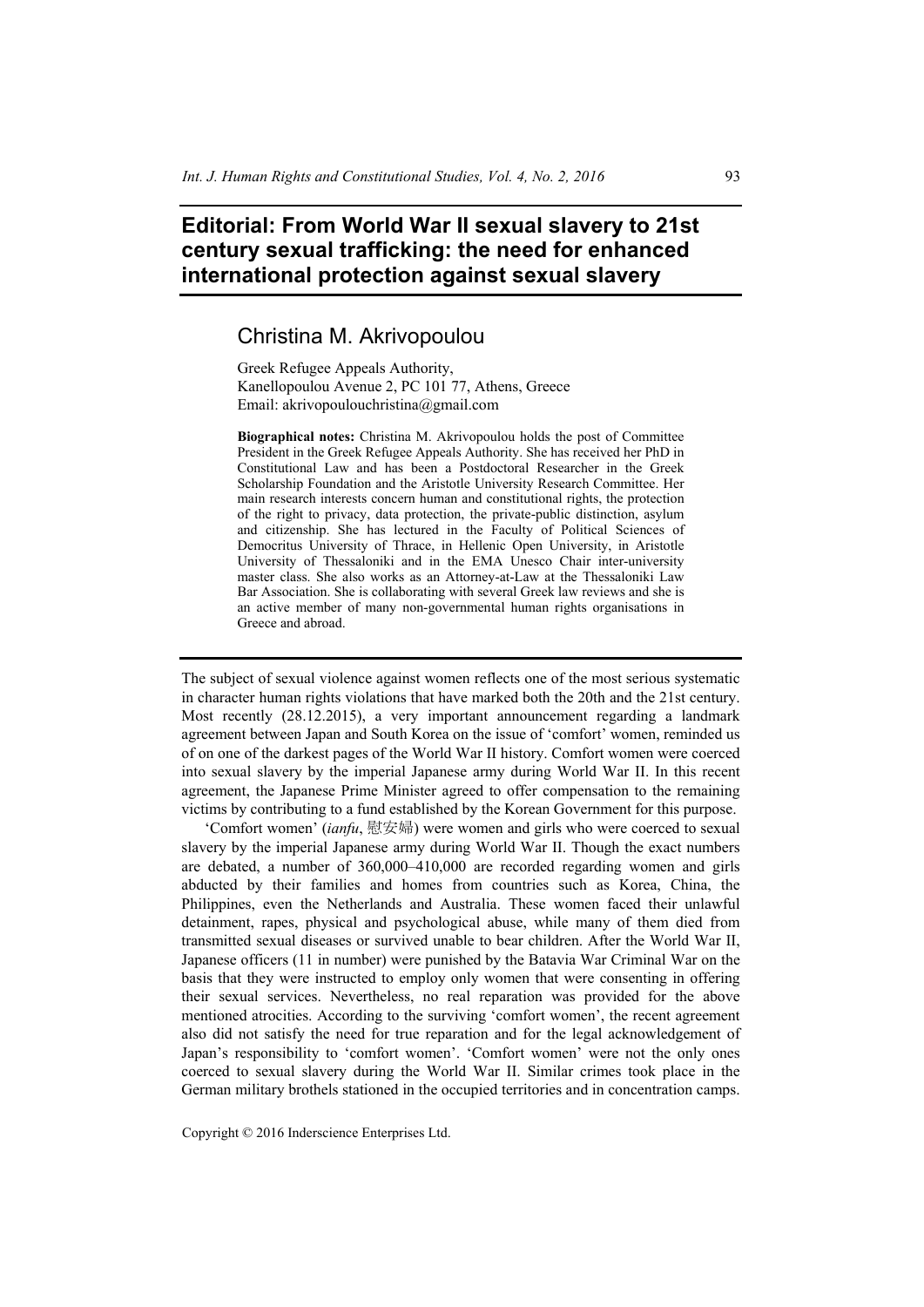# Editorial: From World War II sexual slavery to 21st century sexual trafficking: the need for enhanced international protection against sexual slavery

## Christina M. Akrivopoulou

Greek Refugee Appeals Authority,
Kanellopoulou Avenue 2, PC 101 77, Athens, Greece
Email: akrivopoulouchristina@gmail.com

**Biographical notes:** Christina M. Akrivopoulou holds the post of Committee President in the Greek Refugee Appeals Authority. She has received her PhD in Constitutional Law and has been a Postdoctoral Researcher in the Greek Scholarship Foundation and the Aristotle University Research Committee. Her main research interests concern human and constitutional rights, the protection of the right to privacy, data protection, the private-public distinction, asylum and citizenship. She has lectured in the Faculty of Political Sciences of Democritus University of Thrace, in Hellenic Open University, in Aristotle University of Thessaloniki and in the EMA Unesco Chair inter-university master class. She also works as an Attorney-at-Law at the Thessaloniki Law Bar Association. She is collaborating with several Greek law reviews and she is an active member of many non-governmental human rights organisations in Greece and abroad.

---

The subject of sexual violence against women reflects one of the most serious systematic in character human rights violations that have marked both the 20th and the 21st century. Most recently (28.12.2015), a very important announcement regarding a landmark agreement between Japan and South Korea on the issue of 'comfort' women, reminded us of on one of the darkest pages of the World War II history. Comfort women were coerced into sexual slavery by the imperial Japanese army during World War II. In this recent agreement, the Japanese Prime Minister agreed to offer compensation to the remaining victims by contributing to a fund established by the Korean Government for this purpose.

'Comfort women' (*ianfu*, 慰安婦) were women and girls who were coerced to sexual slavery by the imperial Japanese army during World War II. Though the exact numbers are debated, a number of 360,000–410,000 are recorded regarding women and girls abducted by their families and homes from countries such as Korea, China, the Philippines, even the Netherlands and Australia. These women faced their unlawful detainment, rapes, physical and psychological abuse, while many of them died from transmitted sexual diseases or survived unable to bear children. After the World War II, Japanese officers (11 in number) were punished by the Batavia War Criminal War on the basis that they were instructed to employ only women that were consenting in offering their sexual services. Nevertheless, no real reparation was provided for the above mentioned atrocities. According to the surviving 'comfort women', the recent agreement also did not satisfy the need for true reparation and for the legal acknowledgement of Japan's responsibility to 'comfort women'. 'Comfort women' were not the only ones coerced to sexual slavery during the World War II. Similar crimes took place in the German military brothels stationed in the occupied territories and in concentration camps.

Copyright © 2016 Inderscience Enterprises Ltd.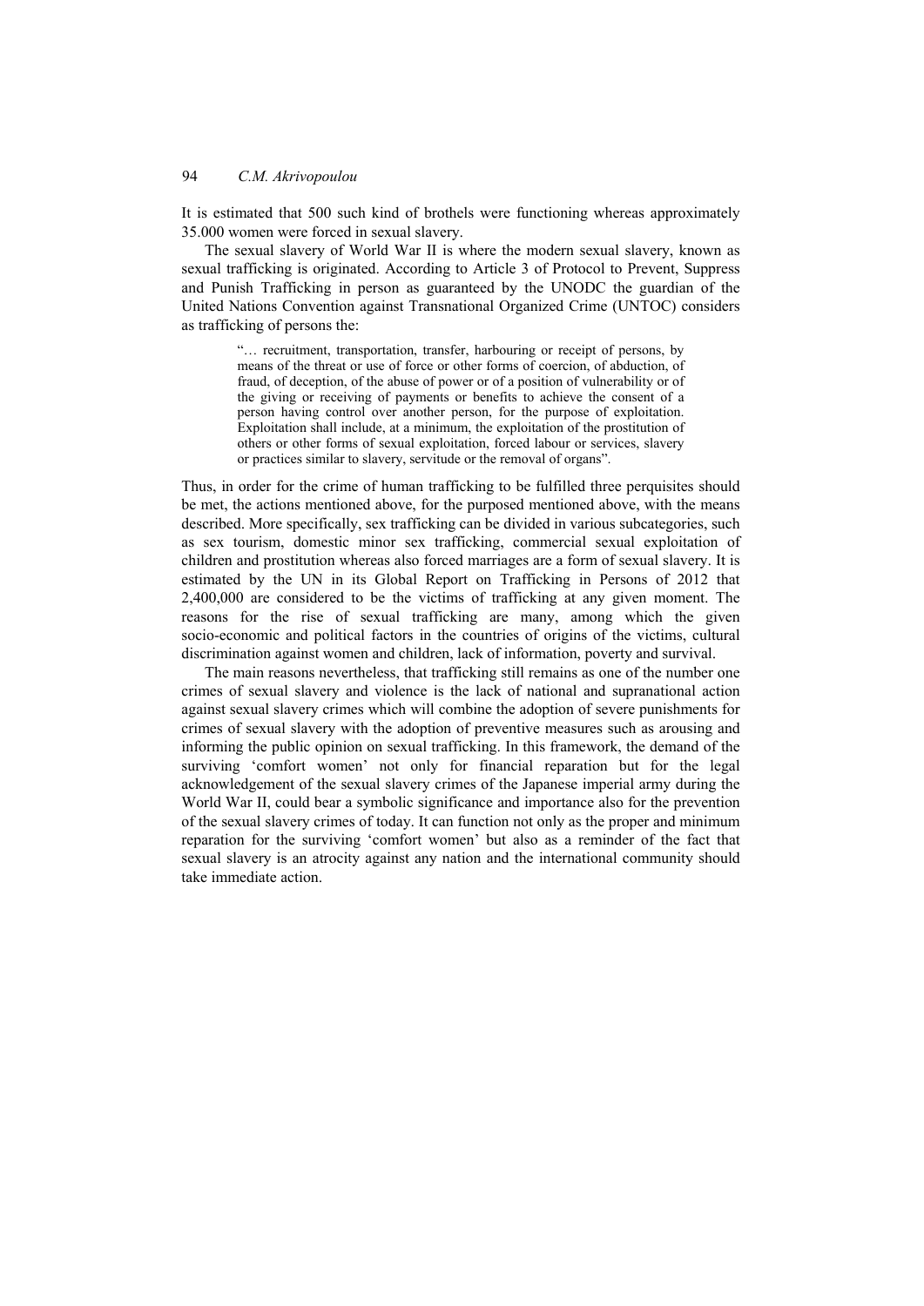It is estimated that 500 such kind of brothels were functioning whereas approximately 35.000 women were forced in sexual slavery.

The sexual slavery of World War II is where the modern sexual slavery, known as sexual trafficking is originated. According to Article 3 of Protocol to Prevent, Suppress and Punish Trafficking in person as guaranteed by the UNODC the guardian of the United Nations Convention against Transnational Organized Crime (UNTOC) considers as trafficking of persons the:

> "… recruitment, transportation, transfer, harbouring or receipt of persons, by means of the threat or use of force or other forms of coercion, of abduction, of fraud, of deception, of the abuse of power or of a position of vulnerability or of the giving or receiving of payments or benefits to achieve the consent of a person having control over another person, for the purpose of exploitation. Exploitation shall include, at a minimum, the exploitation of the prostitution of others or other forms of sexual exploitation, forced labour or services, slavery or practices similar to slavery, servitude or the removal of organs".

Thus, in order for the crime of human trafficking to be fulfilled three perquisites should be met, the actions mentioned above, for the purposed mentioned above, with the means described. More specifically, sex trafficking can be divided in various subcategories, such as sex tourism, domestic minor sex trafficking, commercial sexual exploitation of children and prostitution whereas also forced marriages are a form of sexual slavery. It is estimated by the UN in its Global Report on Trafficking in Persons of 2012 that 2,400,000 are considered to be the victims of trafficking at any given moment. The reasons for the rise of sexual trafficking are many, among which the given socio-economic and political factors in the countries of origins of the victims, cultural discrimination against women and children, lack of information, poverty and survival.

The main reasons nevertheless, that trafficking still remains as one of the number one crimes of sexual slavery and violence is the lack of national and supranational action against sexual slavery crimes which will combine the adoption of severe punishments for crimes of sexual slavery with the adoption of preventive measures such as arousing and informing the public opinion on sexual trafficking. In this framework, the demand of the surviving 'comfort women' not only for financial reparation but for the legal acknowledgement of the sexual slavery crimes of the Japanese imperial army during the World War II, could bear a symbolic significance and importance also for the prevention of the sexual slavery crimes of today. It can function not only as the proper and minimum reparation for the surviving 'comfort women' but also as a reminder of the fact that sexual slavery is an atrocity against any nation and the international community should take immediate action.